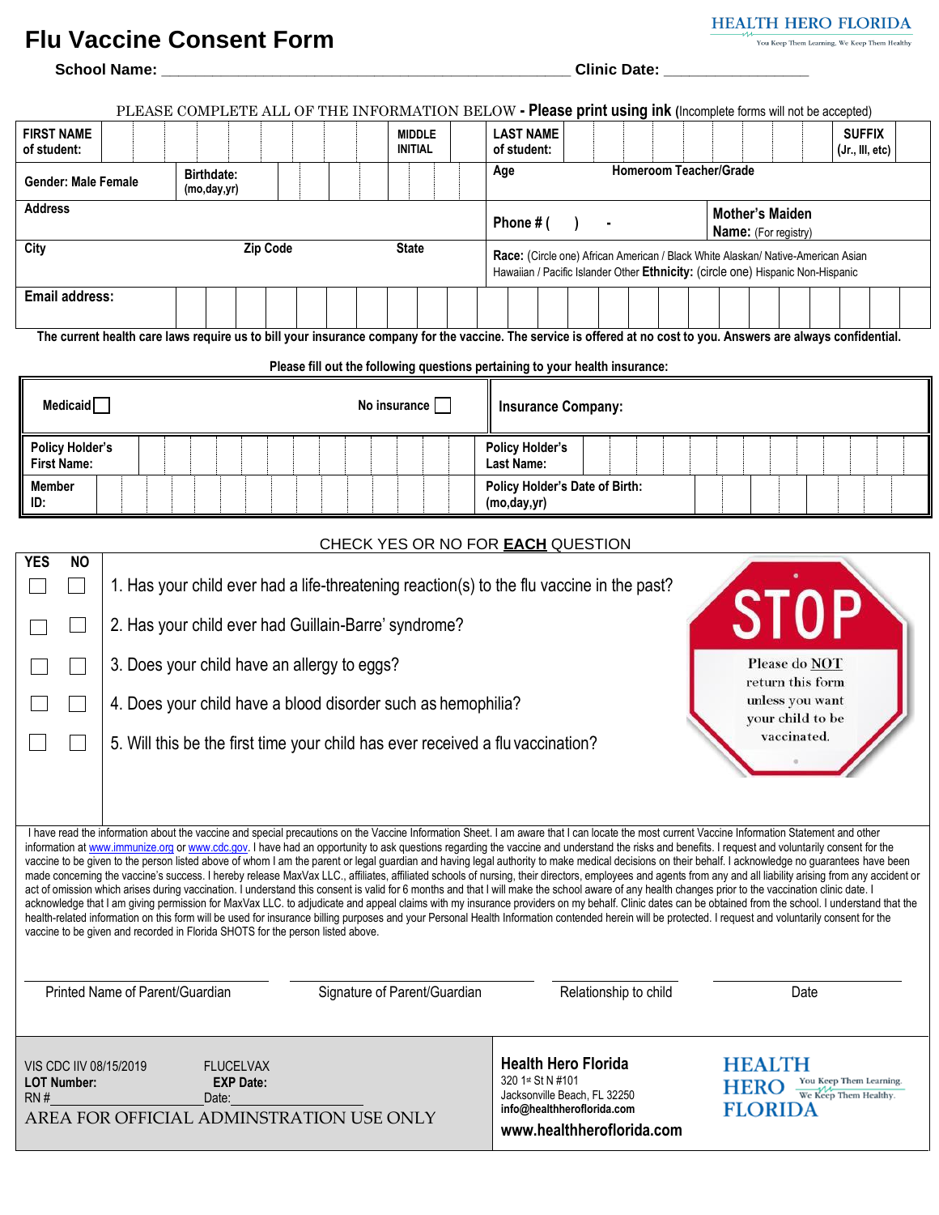# Flu Vaccine Consent Form

**HEALTH HERO FLORIDA**
You Keep Them Learning. We Keep Them Healthy

**School Name:** _______________________________________________ **Clinic Date:** ________________

PLEASE COMPLETE ALL OF THE INFORMATION BELOW - **Please print using ink** (Incomplete forms will not be accepted)

| | | | | | |
|---|---|---|---|---|---|
| **FIRST NAME of student:** | | **MIDDLE INITIAL** | | **LAST NAME of student:** | **SUFFIX (Jr., III, etc)** |
| **Gender: Male Female** | **Birthdate: (mo,day,yr)** | | | **Age** | **Homeroom Teacher/Grade** |
| **Address** | | | | **Phone # ( ) -** | **Mother's Maiden Name:** (For registry) |
| **City** | **Zip Code** | **State** | | **Race:** (Circle one) African American / Black White Alaskan/ Native-American Asian Hawaiian / Pacific Islander Other **Ethnicity:** (circle one) Hispanic Non-Hispanic | |
| **Email address:** | | | | | |

**The current health care laws require us to bill your insurance company for the vaccine. The service is offered at no cost to you. Answers are always confidential.**

**Please fill out the following questions pertaining to your health insurance:**

| | | | |
|---|---|---|---|
| **Medicaid** ☐ | **No insurance** ☐ | **Insurance Company:** | |
| **Policy Holder's First Name:** | | **Policy Holder's Last Name:** | |
| **Member ID:** | | **Policy Holder's Date of Birth: (mo,day,yr)** | |

CHECK YES OR NO FOR **EACH** QUESTION

| YES | NO | |
|---|---|---|
| ☐ | ☐ | 1. Has your child ever had a life-threatening reaction(s) to the flu vaccine in the past? |
| ☐ | ☐ | 2. Has your child ever had Guillain-Barre' syndrome? |
| ☐ | ☐ | 3. Does your child have an allergy to eggs? |
| ☐ | ☐ | 4. Does your child have a blood disorder such as hemophilia? |
| ☐ | ☐ | 5. Will this be the first time your child has ever received a flu vaccination? |

**STOP** — Please do NOT return this form unless you want your child to be vaccinated.

I have read the information about the vaccine and special precautions on the Vaccine Information Sheet. I am aware that I can locate the most current Vaccine Information Statement and other information at www.immunize.org or www.cdc.gov. I have had an opportunity to ask questions regarding the vaccine and understand the risks and benefits. I request and voluntarily consent for the vaccine to be given to the person listed above of whom I am the parent or legal guardian and having legal authority to make medical decisions on their behalf. I acknowledge no guarantees have been made concerning the vaccine's success. I hereby release MaxVax LLC., affiliates, affiliated schools of nursing, their directors, employees and agents from any and all liability arising from any accident or act of omission which arises during vaccination. I understand this consent is valid for 6 months and that I will make the school aware of any health changes prior to the vaccination clinic date. I acknowledge that I am giving permission for MaxVax LLC. to adjudicate and appeal claims with my insurance providers on my behalf. Clinic dates can be obtained from the school. I understand that the health-related information on this form will be used for insurance billing purposes and your Personal Health Information contended herein will be protected. I request and voluntarily consent for the vaccine to be given and recorded in Florida SHOTS for the person listed above.

| | | | |
|---|---|---|---|
| ______________________ | ______________________ | ______________ | ______________ |
| Printed Name of Parent/Guardian | Signature of Parent/Guardian | Relationship to child | Date |

VIS CDC IIV 08/15/2019 FLUCELVAX
**LOT Number:** **EXP Date:**
RN #____________________ Date:____________________
AREA FOR OFFICIAL ADMINSTRATION USE ONLY

**Health Hero Florida**
320 1st St N #101
Jacksonville Beach, FL 32250
**info@healthheroflorida.com**
**www.healthheroflorida.com**

**HEALTH HERO FLORIDA** — You Keep Them Learning. We Keep Them Healthy.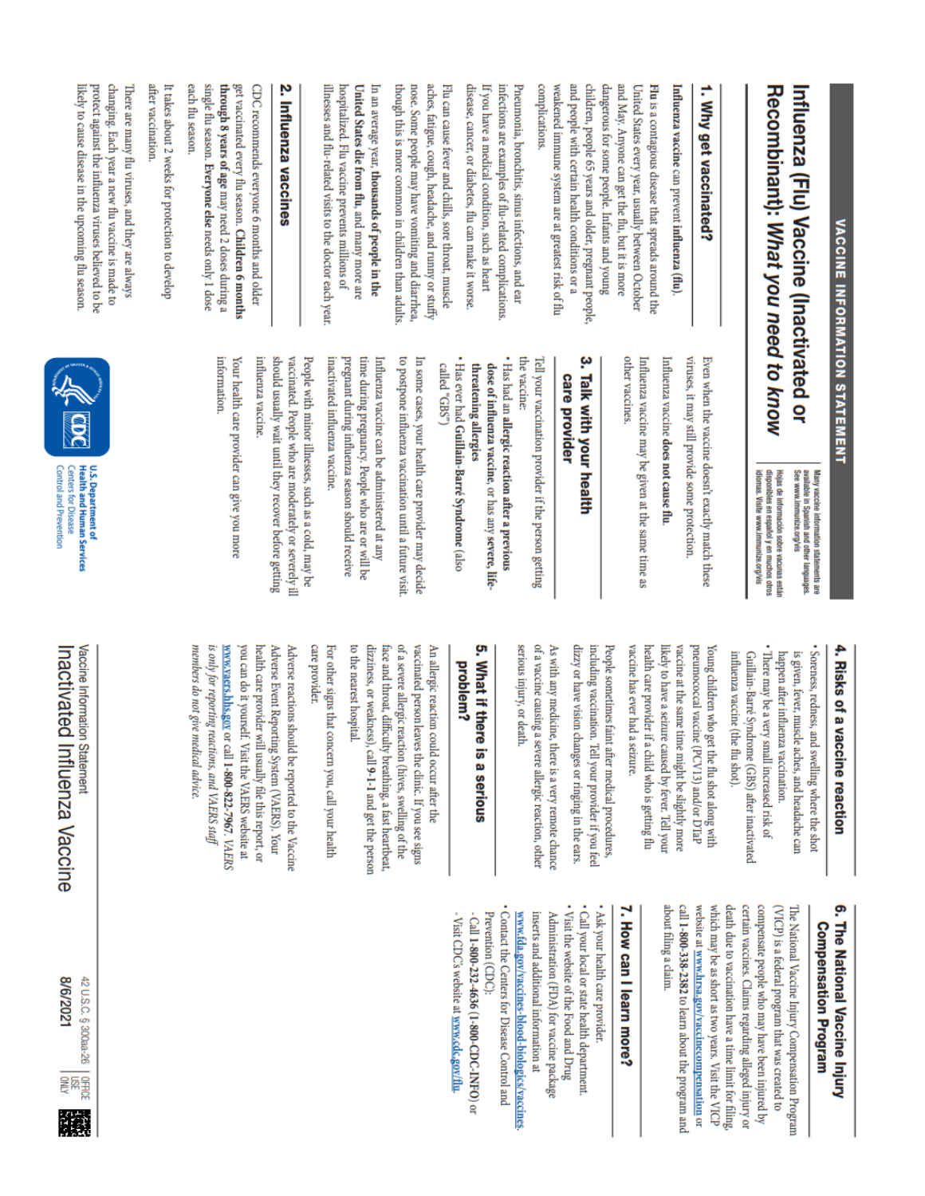VACCINE INFORMATION STATEMENT

# Influenza (Flu) Vaccine (Inactivated or Recombinant): *What you need to know*

Many vaccine information statements are available in Spanish and other languages. See www.immunize.org/vis

Hojas de información sobre vacunas están disponibles en español y en muchos otros idiomas. Visite www.immunize.org/vis

## 1. Why get vaccinated?

**Influenza vaccine** can prevent **influenza (flu)**.

**Flu** is a contagious disease that spreads around the United States every year, usually between October and May. Anyone can get the flu, but it is more dangerous for some people. Infants and young children, people 65 years and older, pregnant people, and people with certain health conditions or a weakened immune system are at greatest risk of flu complications.

Pneumonia, bronchitis, sinus infections, and ear infections are examples of flu-related complications. If you have a medical condition, such as heart disease, cancer, or diabetes, flu can make it worse.

Flu can cause fever and chills, sore throat, muscle aches, fatigue, cough, headache, and runny or stuffy nose. Some people may have vomiting and diarrhea, though this is more common in children than adults.

In an average year, **thousands of people in the United States die from flu**, and many more are hospitalized. Flu vaccine prevents millions of illnesses and flu-related visits to the doctor each year.

## 2. Influenza vaccines

CDC recommends everyone 6 months and older get vaccinated every flu season. **Children 6 months through 8 years of age** may need 2 doses during a single flu season. **Everyone else** needs only 1 dose each flu season.

It takes about 2 weeks for protection to develop after vaccination.

There are many flu viruses, and they are always changing. Each year a new flu vaccine is made to protect against the influenza viruses believed to be likely to cause disease in the upcoming flu season. Even when the vaccine doesn't exactly match these viruses, it may still provide some protection.

Influenza vaccine **does not cause flu**.

Influenza vaccine may be given at the same time as other vaccines.

## 3. Talk with your health care provider

Tell your vaccination provider if the person getting the vaccine:

- Has had an **allergic reaction after a previous dose of influenza vaccine**, or has any **severe, life-threatening allergies**
- Has ever had **Guillain-Barré Syndrome** (also called "GBS")

In some cases, your health care provider may decide to postpone influenza vaccination until a future visit.

Influenza vaccine can be administered at any time during pregnancy. People who are or will be pregnant during influenza season should receive inactivated influenza vaccine.

People with minor illnesses, such as a cold, may be vaccinated. People who are moderately or severely ill should usually wait until they recover before getting influenza vaccine.

Your health care provider can give you more information.

## 4. Risks of a vaccine reaction

- Soreness, redness, and swelling where the shot is given, fever, muscle aches, and headache can happen after influenza vaccination.
- There may be a very small increased risk of Guillain-Barré Syndrome (GBS) after inactivated influenza vaccine (the flu shot).

Young children who get the flu shot along with pneumococcal vaccine (PCV13) and/or DTaP vaccine at the same time might be slightly more likely to have a seizure caused by fever. Tell your health care provider if a child who is getting flu vaccine has ever had a seizure.

People sometimes faint after medical procedures, including vaccination. Tell your provider if you feel dizzy or have vision changes or ringing in the ears.

As with any medicine, there is a very remote chance of a vaccine causing a severe allergic reaction, other serious injury, or death.

## 5. What if there is a serious problem?

An allergic reaction could occur after the vaccinated person leaves the clinic. If you see signs of a severe allergic reaction (hives, swelling of the face and throat, difficulty breathing, a fast heartbeat, dizziness, or weakness), call **9-1-1** and get the person to the nearest hospital.

For other signs that concern you, call your health care provider.

Adverse reactions should be reported to the Vaccine Adverse Event Reporting System (VAERS). Your health care provider will usually file this report, or you can do it yourself. Visit the VAERS website at www.vaers.hhs.gov or call **1-800-822-7967**. *VAERS is only for reporting reactions, and VAERS staff members do not give medical advice.*

## 6. The National Vaccine Injury Compensation Program

The National Vaccine Injury Compensation Program (VICP) is a federal program that was created to compensate people who may have been injured by certain vaccines. Claims regarding alleged injury or death due to vaccination have a time limit for filing, which may be as short as two years. Visit the VICP website at www.hrsa.gov/vaccinecompensation or call **1-800-338-2382** to learn about the program and about filing a claim.

## 7. How can I learn more?

- Ask your health care provider.
- Call your local or state health department.
- Visit the website of the Food and Drug Administration (FDA) for vaccine package inserts and additional information at www.fda.gov/vaccines-blood-biologics/vaccines.
- Contact the Centers for Disease Control and Prevention (CDC):
  - Call **1-800-232-4636 (1-800-CDC-INFO)** or
  - Visit CDC's website at www.cdc.gov/flu.

U.S. Department of Health and Human Services
Centers for Disease Control and Prevention

Vaccine Information Statement
# Inactivated Influenza Vaccine

42 U.S.C. § 300aa-26

**8/6/2021**

OFFICE USE ONLY